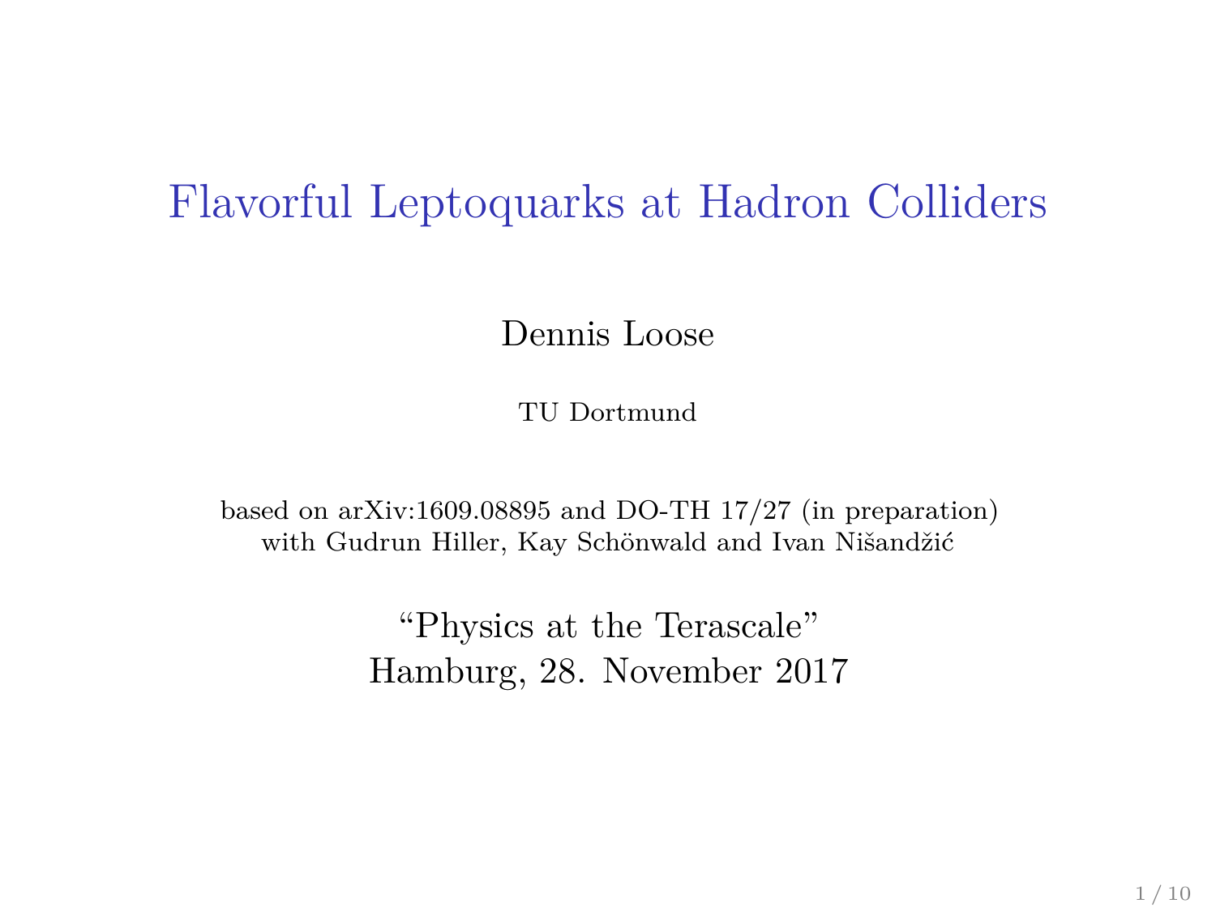# Flavorful Leptoquarks at Hadron Colliders

Dennis Loose

TU Dortmund

based on arXiv:1609.08895 and DO-TH 17/27 (in preparation)
with Gudrun Hiller, Kay Schönwald and Ivan Nišandžić

"Physics at the Terascale"
Hamburg, 28. November 2017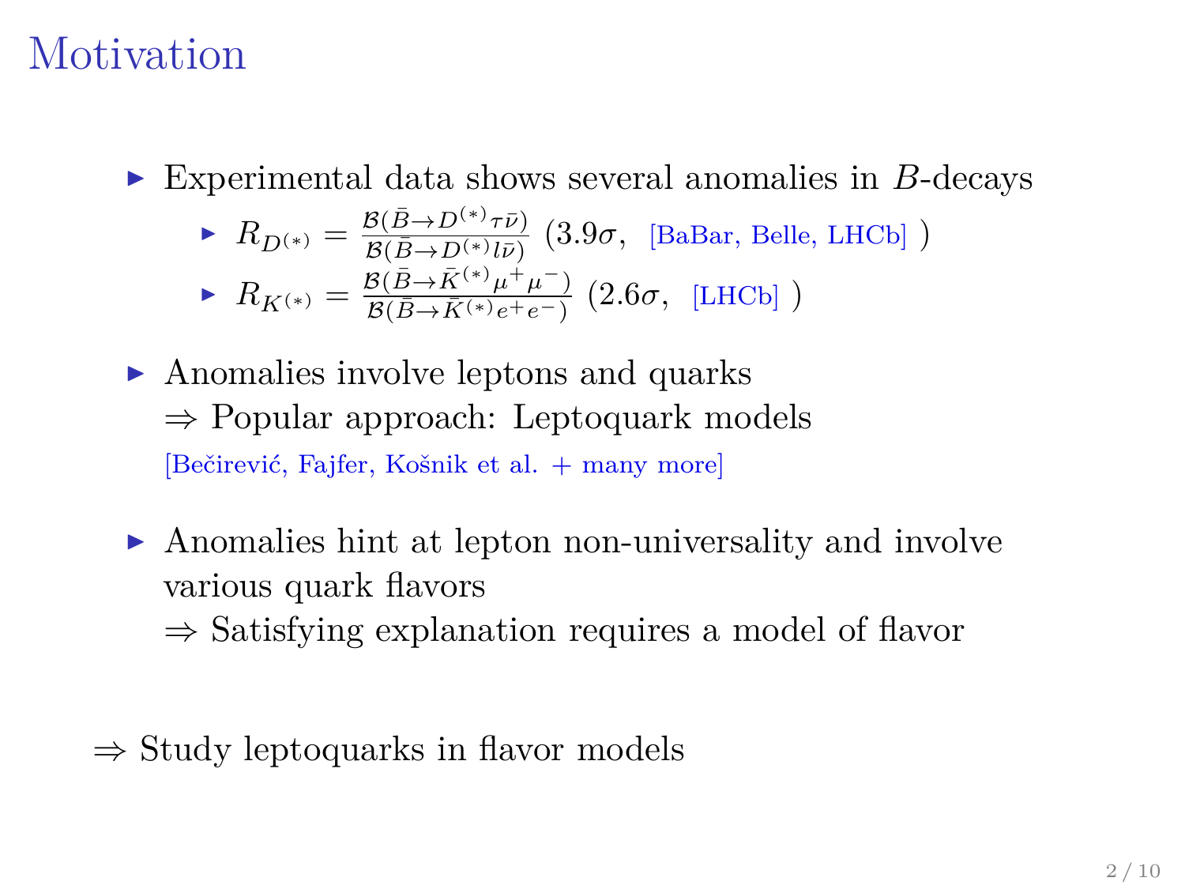# Motivation

- Experimental data shows several anomalies in $B$-decays
  - $R_{D^{(*)}} = \frac{\mathcal{B}(\bar{B}\to D^{(*)}\tau\bar{\nu})}{\mathcal{B}(\bar{B}\to D^{(*)}l\bar{\nu})}$ ($3.9\sigma$, [BaBar, Belle, LHCb] )
  - $R_{K^{(*)}} = \frac{\mathcal{B}(\bar{B}\to \bar{K}^{(*)}\mu^+\mu^-)}{\mathcal{B}(\bar{B}\to \bar{K}^{(*)}e^+e^-)}$ ($2.6\sigma$, [LHCb] )
- Anomalies involve leptons and quarks
  $\Rightarrow$ Popular approach: Leptoquark models
  [Bečirević, Fajfer, Košnik et al. + many more]
- Anomalies hint at lepton non-universality and involve various quark flavors
  $\Rightarrow$ Satisfying explanation requires a model of flavor

$\Rightarrow$ Study leptoquarks in flavor models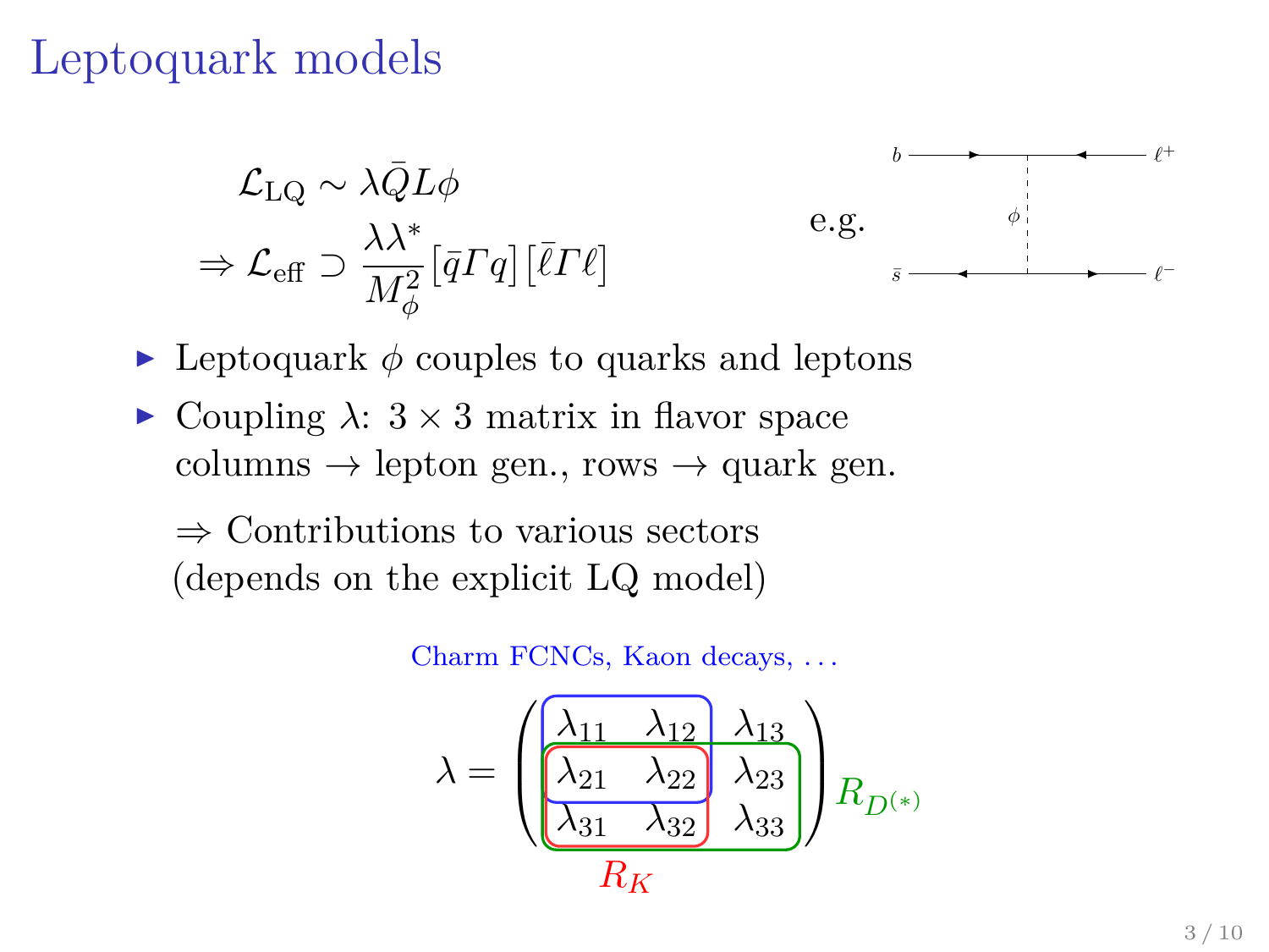# Leptoquark models

$$\mathcal{L}_{\text{LQ}} \sim \lambda \bar{Q} L \phi$$

$$\Rightarrow \mathcal{L}_{\text{eff}} \supset \frac{\lambda\lambda^*}{M_\phi^2} \left[\bar{q}\Gamma q\right]\left[\bar{\ell}\Gamma\ell\right]$$

e.g.

- Leptoquark $\phi$ couples to quarks and leptons
- Coupling $\lambda$: $3 \times 3$ matrix in flavor space
  columns $\rightarrow$ lepton gen., rows $\rightarrow$ quark gen.

  $\Rightarrow$ Contributions to various sectors
  (depends on the explicit LQ model)

Charm FCNCs, Kaon decays, ...

$$\lambda = \begin{pmatrix} \lambda_{11} & \lambda_{12} & \lambda_{13} \\ \lambda_{21} & \lambda_{22} & \lambda_{23} \\ \lambda_{31} & \lambda_{32} & \lambda_{33} \end{pmatrix}$$

$R_{D^{(*)}}$

$R_K$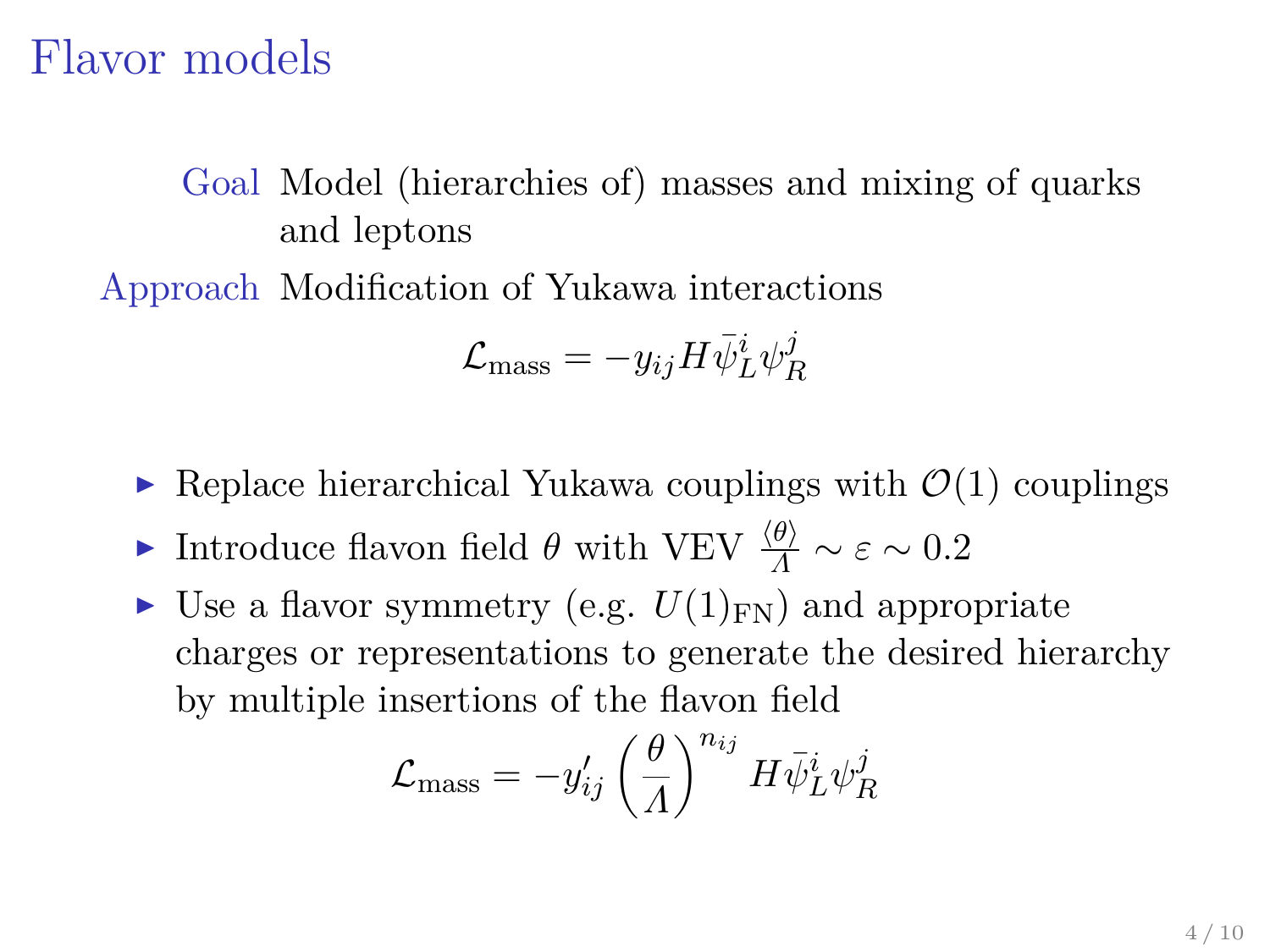# Flavor models

**Goal** Model (hierarchies of) masses and mixing of quarks and leptons

**Approach** Modification of Yukawa interactions

$$\mathcal{L}_{\mathrm{mass}} = -y_{ij} H \bar{\psi}_L^i \psi_R^j$$

- Replace hierarchical Yukawa couplings with $\mathcal{O}(1)$ couplings
- Introduce flavon field $\theta$ with VEV $\frac{\langle\theta\rangle}{\Lambda} \sim \varepsilon \sim 0.2$
- Use a flavor symmetry (e.g. $U(1)_{\mathrm{FN}}$) and appropriate charges or representations to generate the desired hierarchy by multiple insertions of the flavon field

$$\mathcal{L}_{\mathrm{mass}} = -y'_{ij} \left(\frac{\theta}{\Lambda}\right)^{n_{ij}} H \bar{\psi}_L^i \psi_R^j$$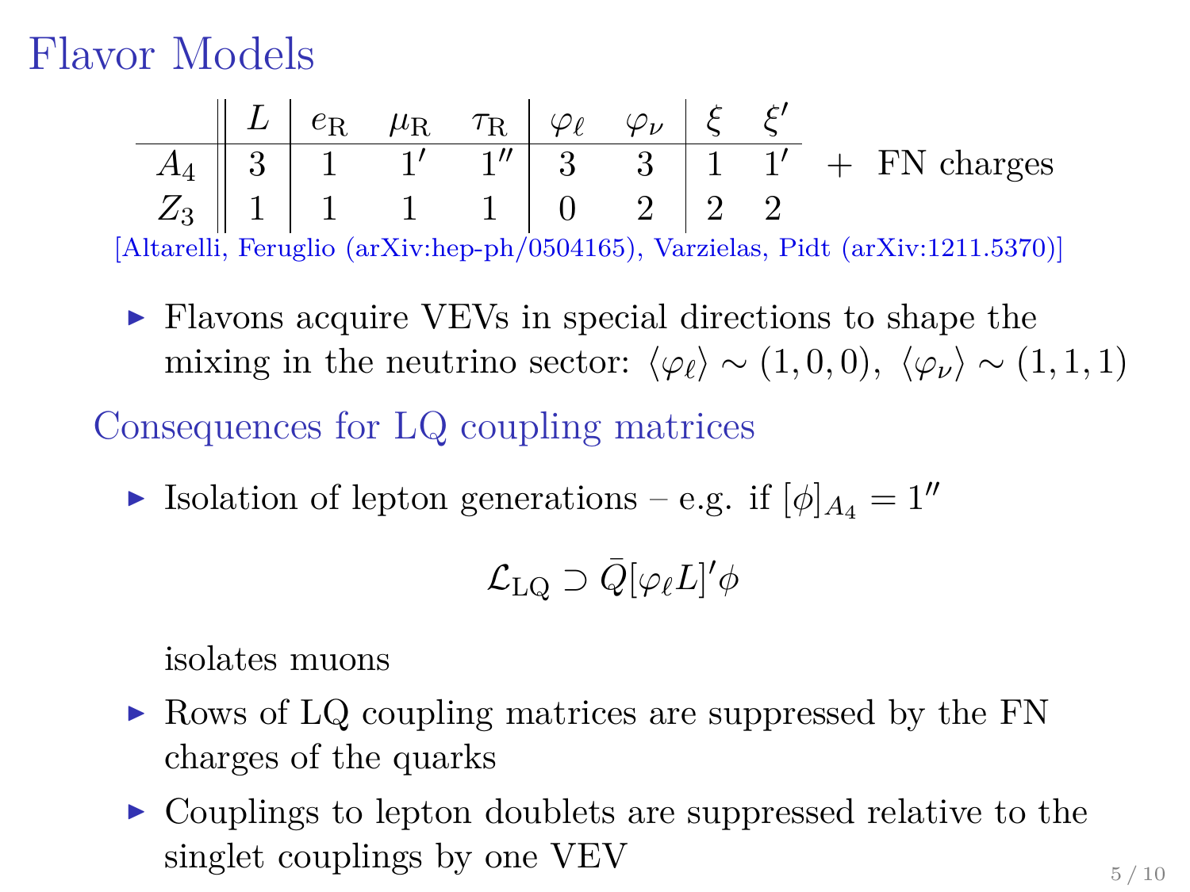# Flavor Models

| | $L$ | $e_{\mathrm{R}}$ | $\mu_{\mathrm{R}}$ | $\tau_{\mathrm{R}}$ | $\varphi_\ell$ | $\varphi_\nu$ | $\xi$ | $\xi'$ |
|---|---|---|---|---|---|---|---|---|
| $A_4$ | $3$ | $1$ | $1'$ | $1''$ | $3$ | $3$ | $1$ | $1'$ |
| $Z_3$ | $1$ | $1$ | $1$ | $1$ | $0$ | $2$ | $2$ | $2$ |

+ FN charges

[Altarelli, Feruglio (arXiv:hep-ph/0504165), Varzielas, Pidt (arXiv:1211.5370)]

- Flavons acquire VEVs in special directions to shape the mixing in the neutrino sector: $\langle\varphi_\ell\rangle \sim (1,0,0)$, $\langle\varphi_\nu\rangle \sim (1,1,1)$

## Consequences for LQ coupling matrices

- Isolation of lepton generations – e.g. if $[\phi]_{A_4} = 1''$

  $$\mathcal{L}_{\mathrm{LQ}} \supset \bar{Q}[\varphi_\ell L]'\phi$$

  isolates muons
- Rows of LQ coupling matrices are suppressed by the FN charges of the quarks
- Couplings to lepton doublets are suppressed relative to the singlet couplings by one VEV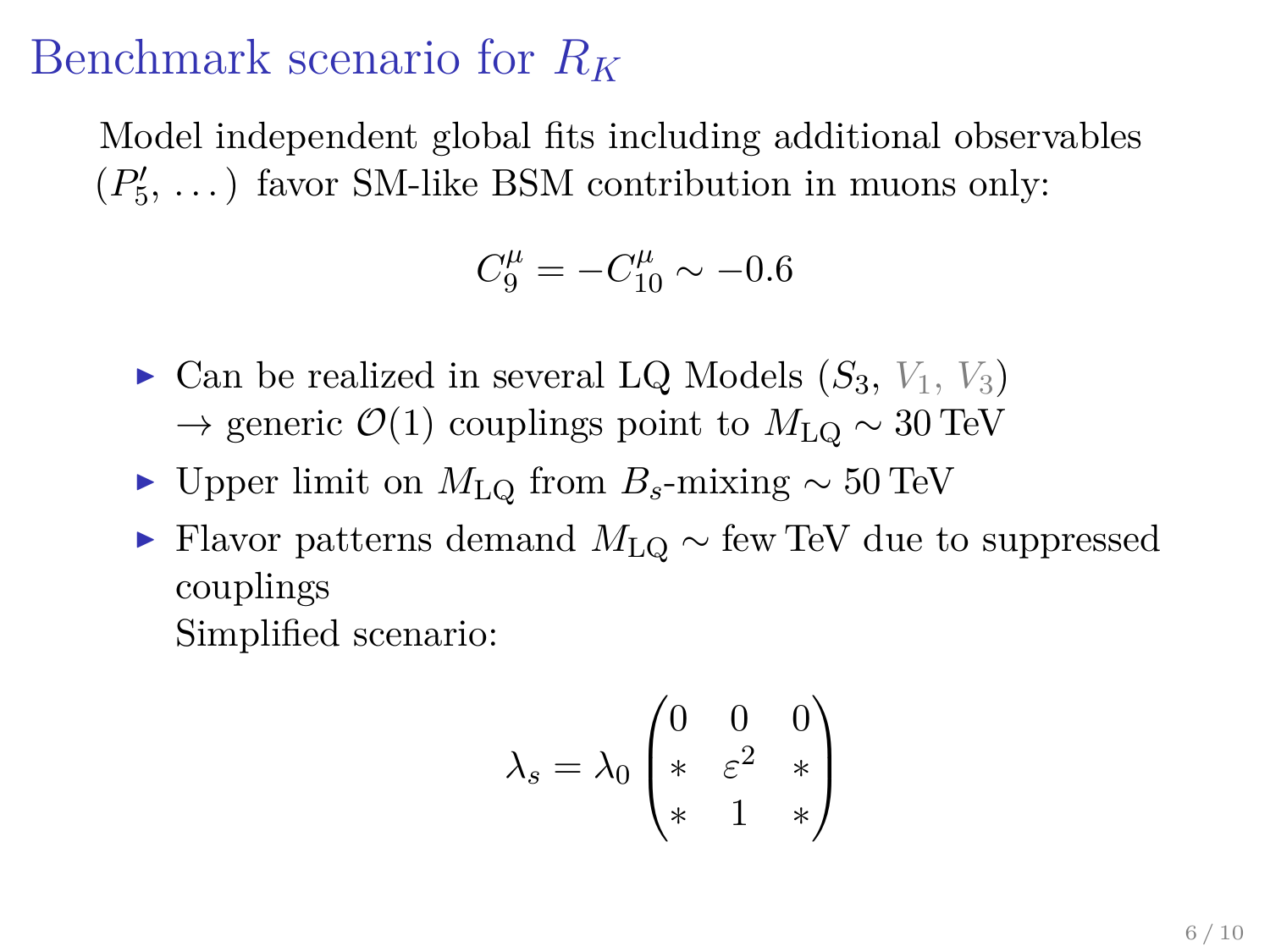# Benchmark scenario for $R_K$

Model independent global fits including additional observables ($P_5'$, ...) favor SM-like BSM contribution in muons only:

$$C_9^\mu = -C_{10}^\mu \sim -0.6$$

- Can be realized in several LQ Models ($S_3$, $V_1$, $V_3$)
  $\rightarrow$ generic $\mathcal{O}(1)$ couplings point to $M_{\text{LQ}} \sim 30\,\text{TeV}$
- Upper limit on $M_{\text{LQ}}$ from $B_s$-mixing $\sim 50\,\text{TeV}$
- Flavor patterns demand $M_{\text{LQ}} \sim$ few TeV due to suppressed couplings
  Simplified scenario:

$$\lambda_s = \lambda_0 \begin{pmatrix} 0 & 0 & 0 \\ * & \varepsilon^2 & * \\ * & 1 & * \end{pmatrix}$$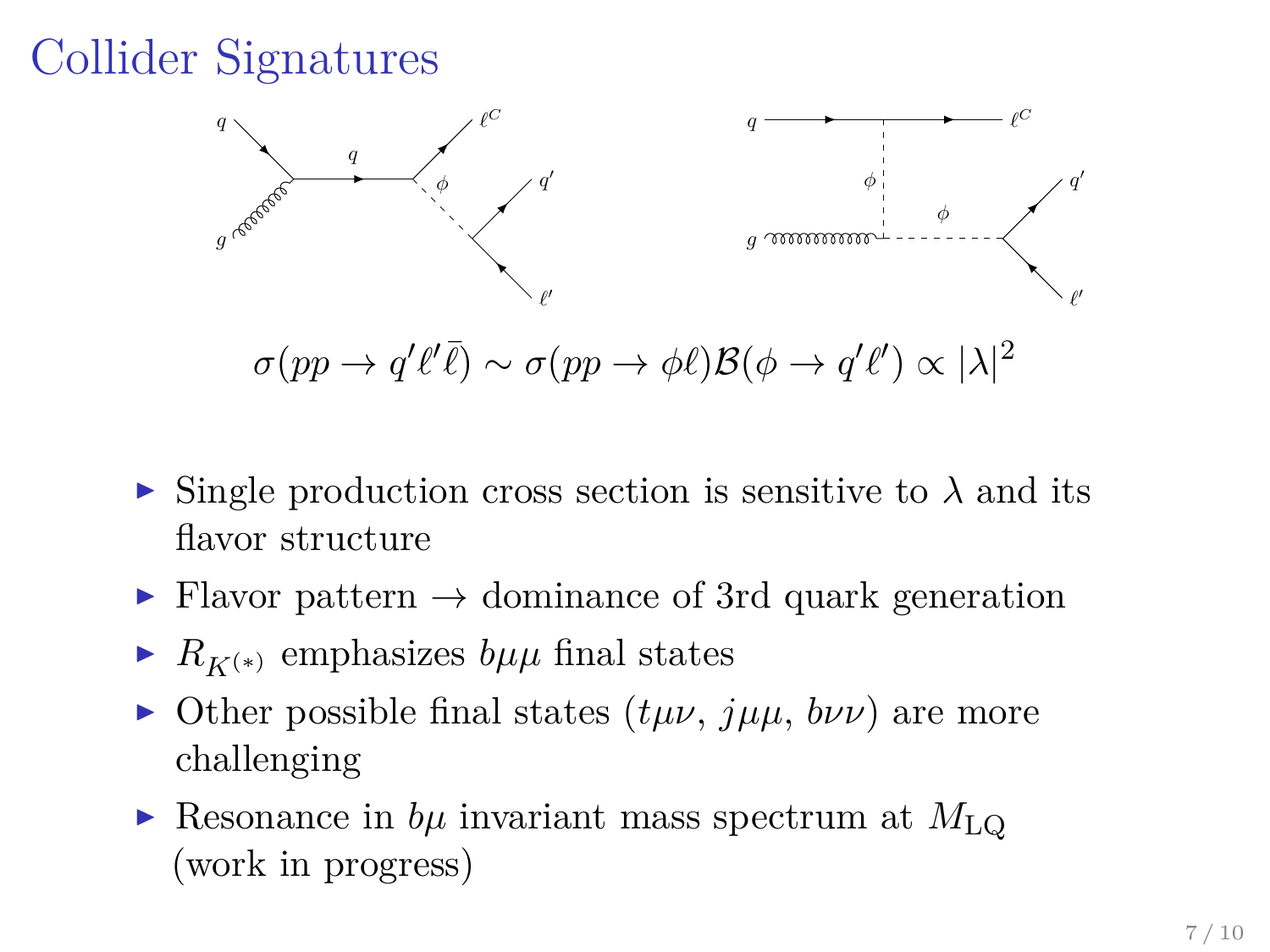# Collider Signatures

$$\sigma(pp \to q'\ell'\bar{\ell}) \sim \sigma(pp \to \phi\ell)\mathcal{B}(\phi \to q'\ell') \propto |\lambda|^2$$

- Single production cross section is sensitive to $\lambda$ and its flavor structure
- Flavor pattern $\to$ dominance of 3rd quark generation
- $R_{K^{(*)}}$ emphasizes $b\mu\mu$ final states
- Other possible final states ($t\mu\nu$, $j\mu\mu$, $b\nu\nu$) are more challenging
- Resonance in $b\mu$ invariant mass spectrum at $M_{\text{LQ}}$ (work in progress)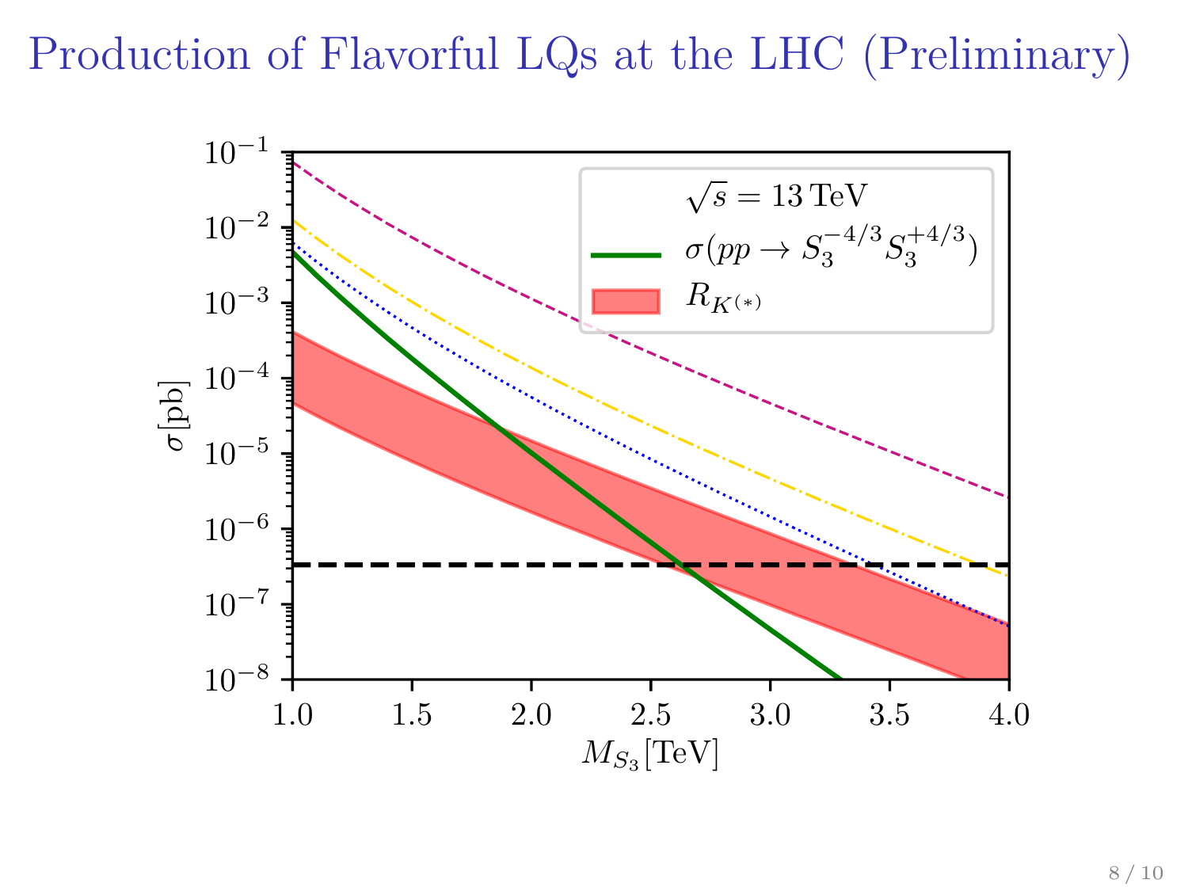# Production of Flavorful LQs at the LHC (Preliminary)

$\sqrt{s} = 13\,\mathrm{TeV}$

$\sigma(pp \to S_3^{-4/3} S_3^{+4/3})$

$R_{K^{(*)}}$

$\sigma[\mathrm{pb}]$

$M_{S_3}[\mathrm{TeV}]$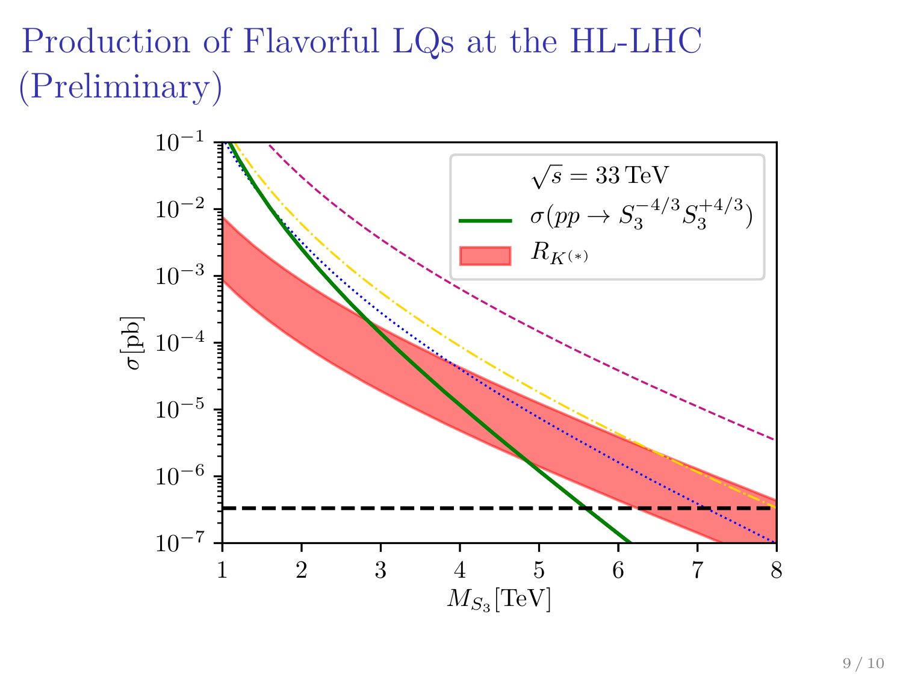# Production of Flavorful LQs at the HL-LHC (Preliminary)

$\sqrt{s} = 33\,\text{TeV}$

$\sigma(pp \to S_3^{-4/3} S_3^{+4/3})$

$R_{K^{(*)}}$

$\sigma[\text{pb}]$

$M_{S_3}[\text{TeV}]$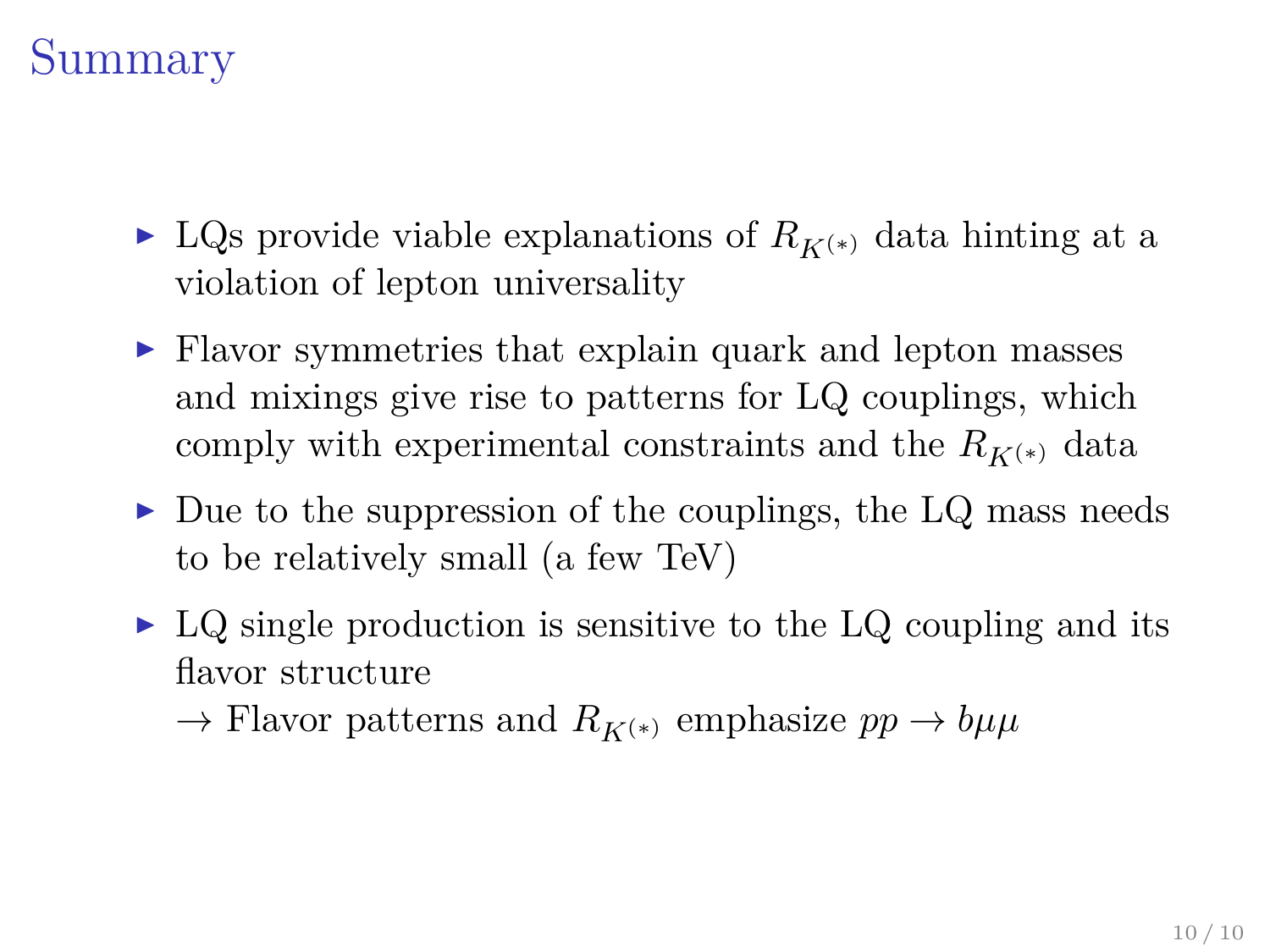# Summary

- LQs provide viable explanations of $R_{K^{(*)}}$ data hinting at a violation of lepton universality
- Flavor symmetries that explain quark and lepton masses and mixings give rise to patterns for LQ couplings, which comply with experimental constraints and the $R_{K^{(*)}}$ data
- Due to the suppression of the couplings, the LQ mass needs to be relatively small (a few TeV)
- LQ single production is sensitive to the LQ coupling and its flavor structure

  $\rightarrow$ Flavor patterns and $R_{K^{(*)}}$ emphasize $pp \rightarrow b\mu\mu$